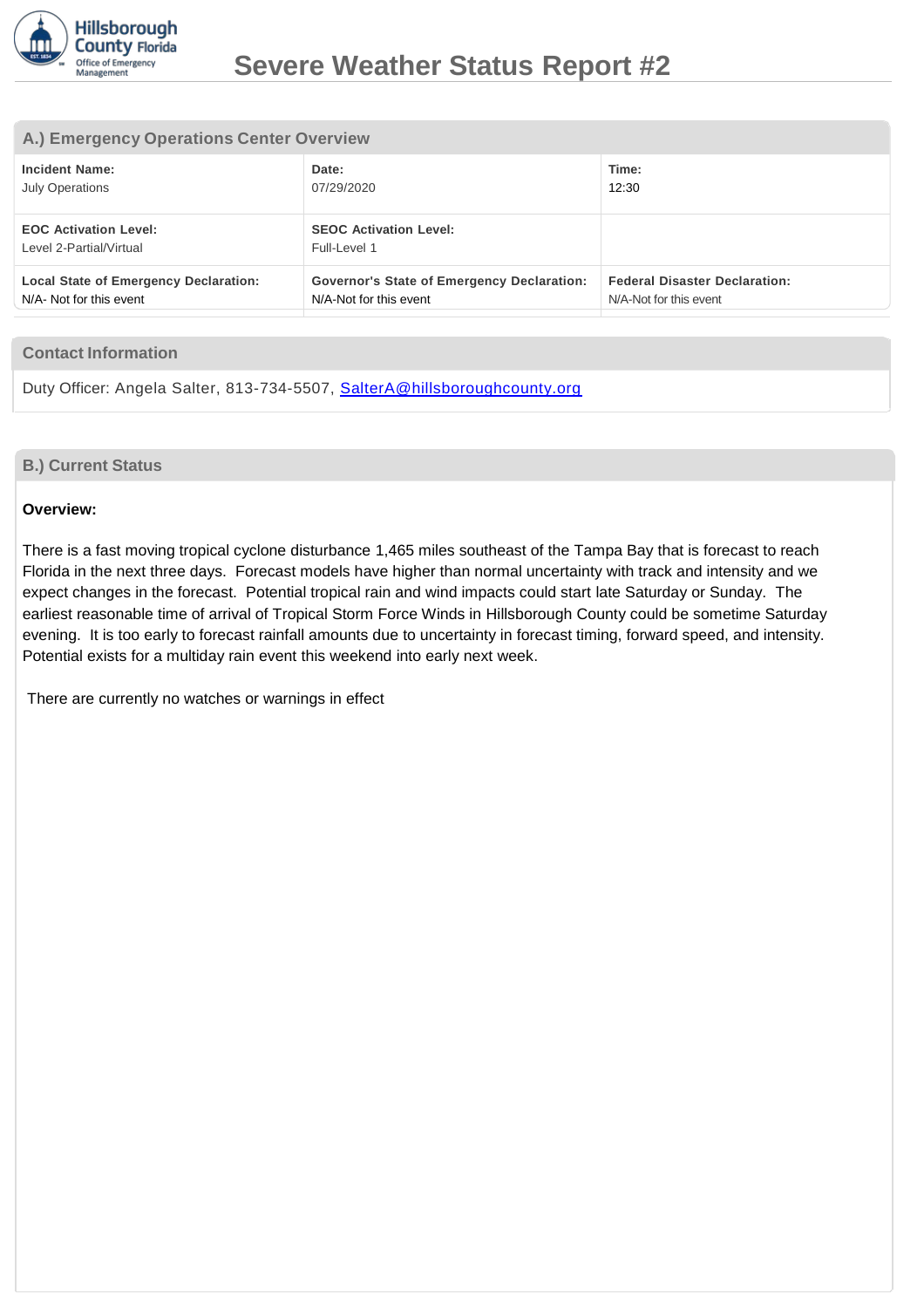# Severe Weather Status Report #2

## A.) Emergency Operations Center Overview

| **Incident Name:** | **Date:** | **Time:** |
|---|---|---|
| July Operations | 07/29/2020 | 12:30 |
| **EOC Activation Level:** Level 2-Partial/Virtual | **SEOC Activation Level:** Full-Level 1 | |
| **Local State of Emergency Declaration:** N/A- Not for this event | **Governor's State of Emergency Declaration:** N/A-Not for this event | **Federal Disaster Declaration:** N/A-Not for this event |

## Contact Information

Duty Officer: Angela Salter, 813-734-5507, SalterA@hillsboroughcounty.org

## B.) Current Status

**Overview:**

There is a fast moving tropical cyclone disturbance 1,465 miles southeast of the Tampa Bay that is forecast to reach Florida in the next three days. Forecast models have higher than normal uncertainty with track and intensity and we expect changes in the forecast. Potential tropical rain and wind impacts could start late Saturday or Sunday. The earliest reasonable time of arrival of Tropical Storm Force Winds in Hillsborough County could be sometime Saturday evening. It is too early to forecast rainfall amounts due to uncertainty in forecast timing, forward speed, and intensity. Potential exists for a multiday rain event this weekend into early next week.

There are currently no watches or warnings in effect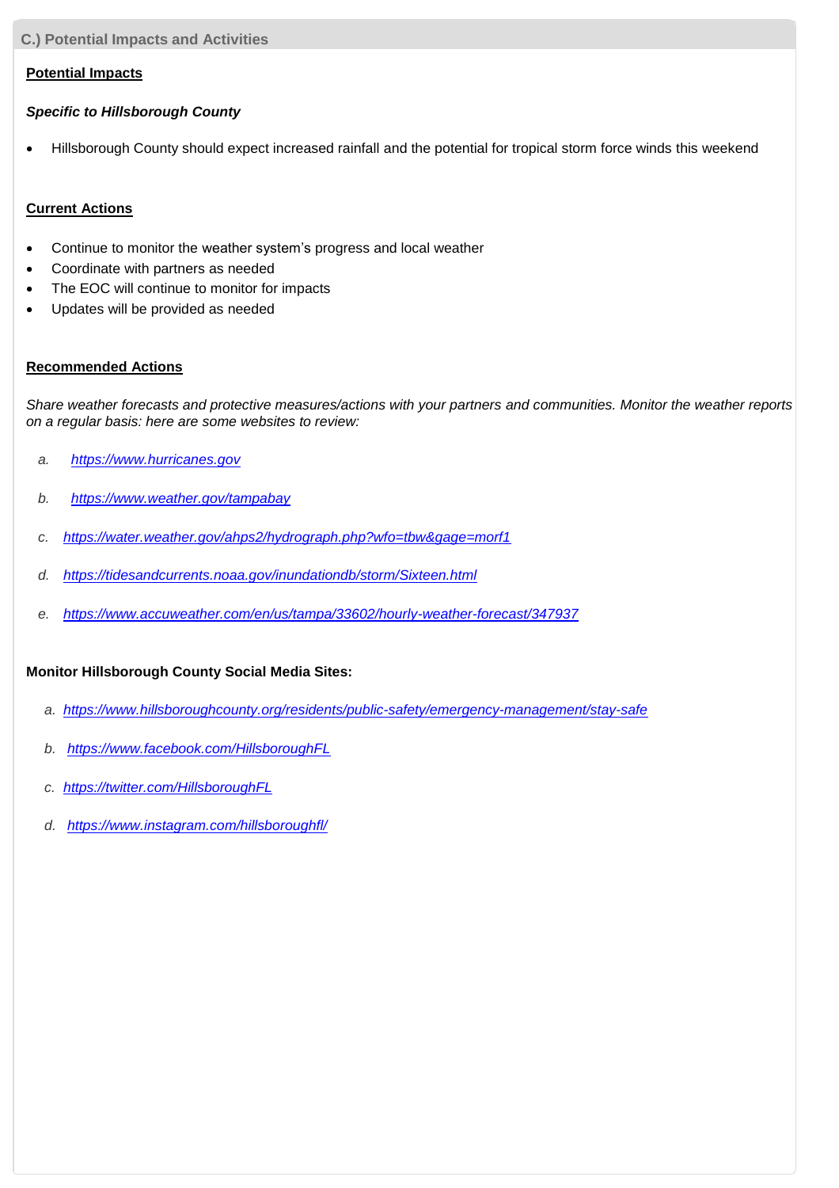## C.) Potential Impacts and Activities

**Potential Impacts**

***Specific to Hillsborough County***

- Hillsborough County should expect increased rainfall and the potential for tropical storm force winds this weekend

**Current Actions**

- Continue to monitor the weather system's progress and local weather
- Coordinate with partners as needed
- The EOC will continue to monitor for impacts
- Updates will be provided as needed

**Recommended Actions**

*Share weather forecasts and protective measures/actions with your partners and communities. Monitor the weather reports on a regular basis: here are some websites to review:*

a. *https://www.hurricanes.gov*

b. *https://www.weather.gov/tampabay*

c. *https://water.weather.gov/ahps2/hydrograph.php?wfo=tbw&gage=morf1*

d. *https://tidesandcurrents.noaa.gov/inundationdb/storm/Sixteen.html*

e. *https://www.accuweather.com/en/us/tampa/33602/hourly-weather-forecast/347937*

**Monitor Hillsborough County Social Media Sites:**

a. *https://www.hillsboroughcounty.org/residents/public-safety/emergency-management/stay-safe*

b. *https://www.facebook.com/HillsboroughFL*

c. *https://twitter.com/HillsboroughFL*

d. *https://www.instagram.com/hillsboroughfl/*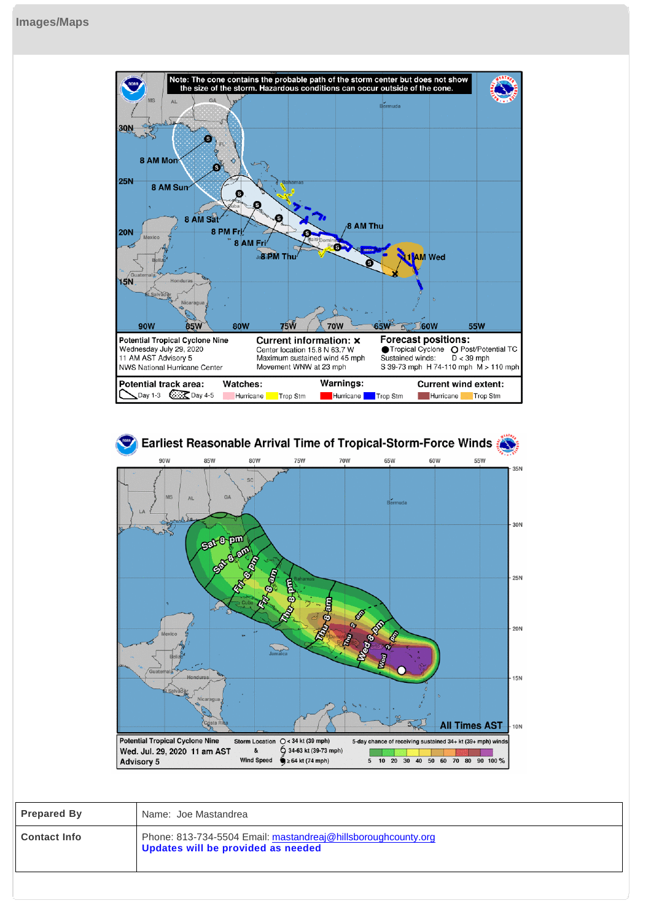## Images/Maps

Note: The cone contains the probable path of the storm center but does not show the size of the storm. Hazardous conditions can occur outside of the cone.

8 AM Mon
8 AM Sun
8 AM Sat
8 PM Fri
8 AM Fri
8 PM Thu
8 AM Thu
11 AM Wed

30N
25N
20N
15N
90W
85W
80W
75W
70W
65W
60W
55W

Potential Tropical Cyclone Nine
Wednesday July 29, 2020
11 AM AST Advisory 5
NWS National Hurricane Center

Current information: ×
Center location 15.8 N 63.7 W
Maximum sustained wind 45 mph
Movement WNW at 23 mph

Forecast positions:
● Tropical Cyclone ○ Post/Potential TC
Sustained winds: D < 39 mph
S 39-73 mph H 74-110 mph M > 110 mph

Potential track area: Day 1-3 Day 4-5
Watches: Hurricane Trop Stm
Warnings: Hurricane Trop Stm
Current wind extent: Hurricane Trop Stm

Earliest Reasonable Arrival Time of Tropical-Storm-Force Winds

Sat 8 pm
Sat 8 am
Fri 8 pm
Fri 8 am
Thu 8 pm
Thu 8 am
Thu 2 am
Wed 8 pm
Wed 2 pm
Wed

All Times AST

Potential Tropical Cyclone Nine
Wed. Jul. 29, 2020 11 am AST
Advisory 5

Storm Location & Wind Speed
○ < 34 kt (39 mph)
34-63 kt (39-73 mph)
≥ 64 kt (74 mph)

5-day chance of receiving sustained 34+ kt (39+ mph) winds
5 10 20 30 40 50 60 70 80 90 100 %

| | |
|---|---|
| **Prepared By** | Name: Joe Mastandrea |
| **Contact Info** | Phone: 813-734-5504 Email: mastandreaj@hillsboroughcounty.org<br>**Updates will be provided as needed** |